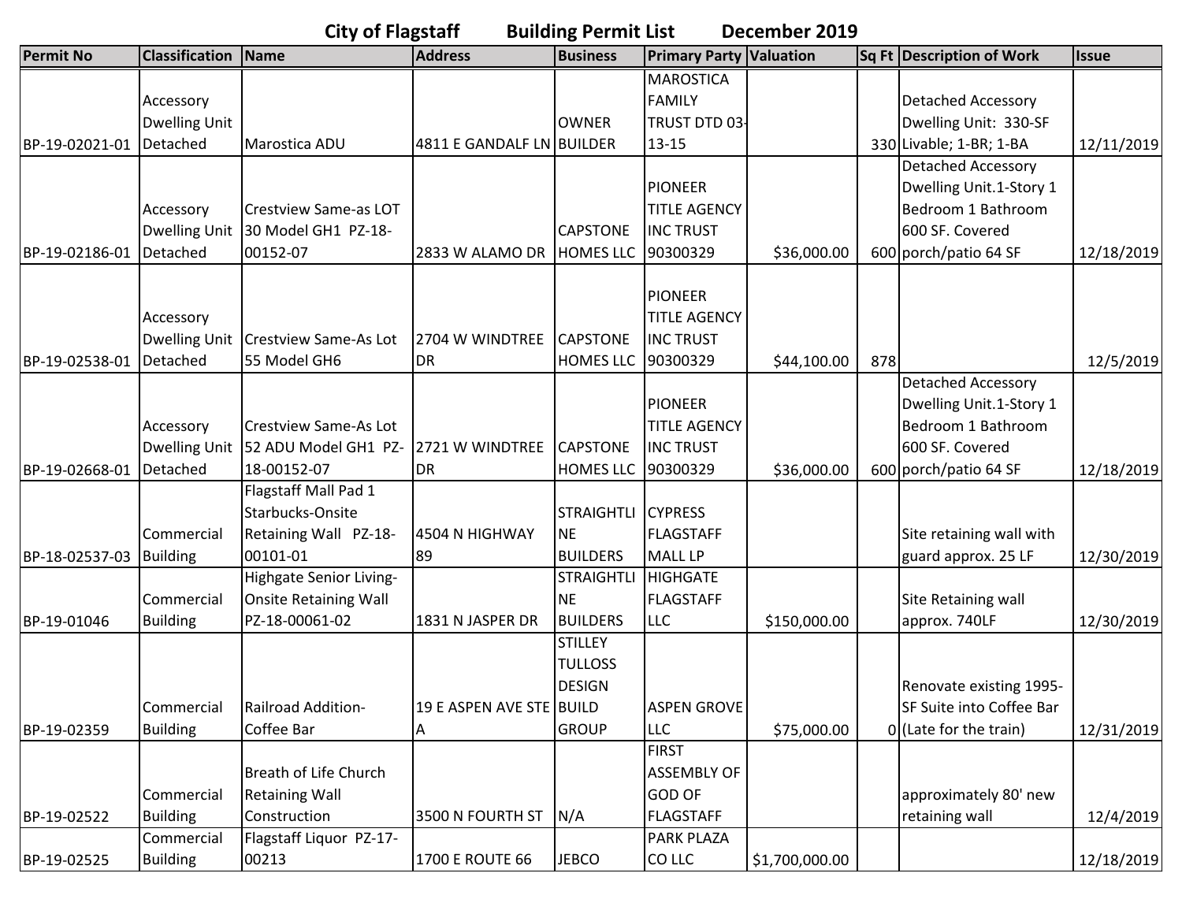# City of Flagstaff Building Permit List December 2019

| Permit No | Classification | Name | Address | Business | Primary Party | Valuation | Sq Ft | Description of Work | Issue |
|---|---|---|---|---|---|---|---|---|---|
| BP-19-02021-01 | Accessory Dwelling Unit Detached | Marostica ADU | 4811 E GANDALF LN | OWNER BUILDER | MAROSTICA FAMILY TRUST DTD 03-13-15 | | 330 | Detached Accessory Dwelling Unit: 330-SF Livable; 1-BR; 1-BA | 12/11/2019 |
| BP-19-02186-01 | Accessory Dwelling Unit Detached | Crestview Same-as LOT 30 Model GH1 PZ-18-00152-07 | 2833 W ALAMO DR | CAPSTONE HOMES LLC | PIONEER TITLE AGENCY INC TRUST 90300329 | $36,000.00 | 600 | Detached Accessory Dwelling Unit.1-Story 1 Bedroom 1 Bathroom 600 SF. Covered porch/patio 64 SF | 12/18/2019 |
| BP-19-02538-01 | Accessory Dwelling Unit Detached | Crestview Same-As Lot 55 Model GH6 | 2704 W WINDTREE DR | CAPSTONE HOMES LLC | PIONEER TITLE AGENCY INC TRUST 90300329 | $44,100.00 | 878 | | 12/5/2019 |
| BP-19-02668-01 | Accessory Dwelling Unit Detached | Crestview Same-As Lot 52 ADU Model GH1 PZ-18-00152-07 | 2721 W WINDTREE DR | CAPSTONE HOMES LLC | PIONEER TITLE AGENCY INC TRUST 90300329 | $36,000.00 | 600 | Detached Accessory Dwelling Unit.1-Story 1 Bedroom 1 Bathroom 600 SF. Covered porch/patio 64 SF | 12/18/2019 |
| BP-18-02537-03 | Commercial Building | Flagstaff Mall Pad 1 Starbucks-Onsite Retaining Wall PZ-18-00101-01 | 4504 N HIGHWAY 89 | STRAIGHTLINE BUILDERS | CYPRESS FLAGSTAFF MALL LP | | | Site retaining wall with guard approx. 25 LF | 12/30/2019 |
| BP-19-01046 | Commercial Building | Highgate Senior Living-Onsite Retaining Wall PZ-18-00061-02 | 1831 N JASPER DR | STRAIGHTLINE BUILDERS | HIGHGATE FLAGSTAFF LLC | $150,000.00 | | Site Retaining wall approx. 740LF | 12/30/2019 |
| BP-19-02359 | Commercial Building | Railroad Addition-Coffee Bar | 19 E ASPEN AVE STE A | STILLEY TULLOSS DESIGN BUILD GROUP | ASPEN GROVE LLC | $75,000.00 | 0 | Renovate existing 1995-SF Suite into Coffee Bar (Late for the train) | 12/31/2019 |
| BP-19-02522 | Commercial Building | Breath of Life Church Retaining Wall Construction | 3500 N FOURTH ST | N/A | FIRST ASSEMBLY OF GOD OF FLAGSTAFF | | | approximately 80' new retaining wall | 12/4/2019 |
| BP-19-02525 | Commercial Building | Flagstaff Liquor PZ-17-00213 | 1700 E ROUTE 66 | JEBCO | PARK PLAZA CO LLC | $1,700,000.00 | | | 12/18/2019 |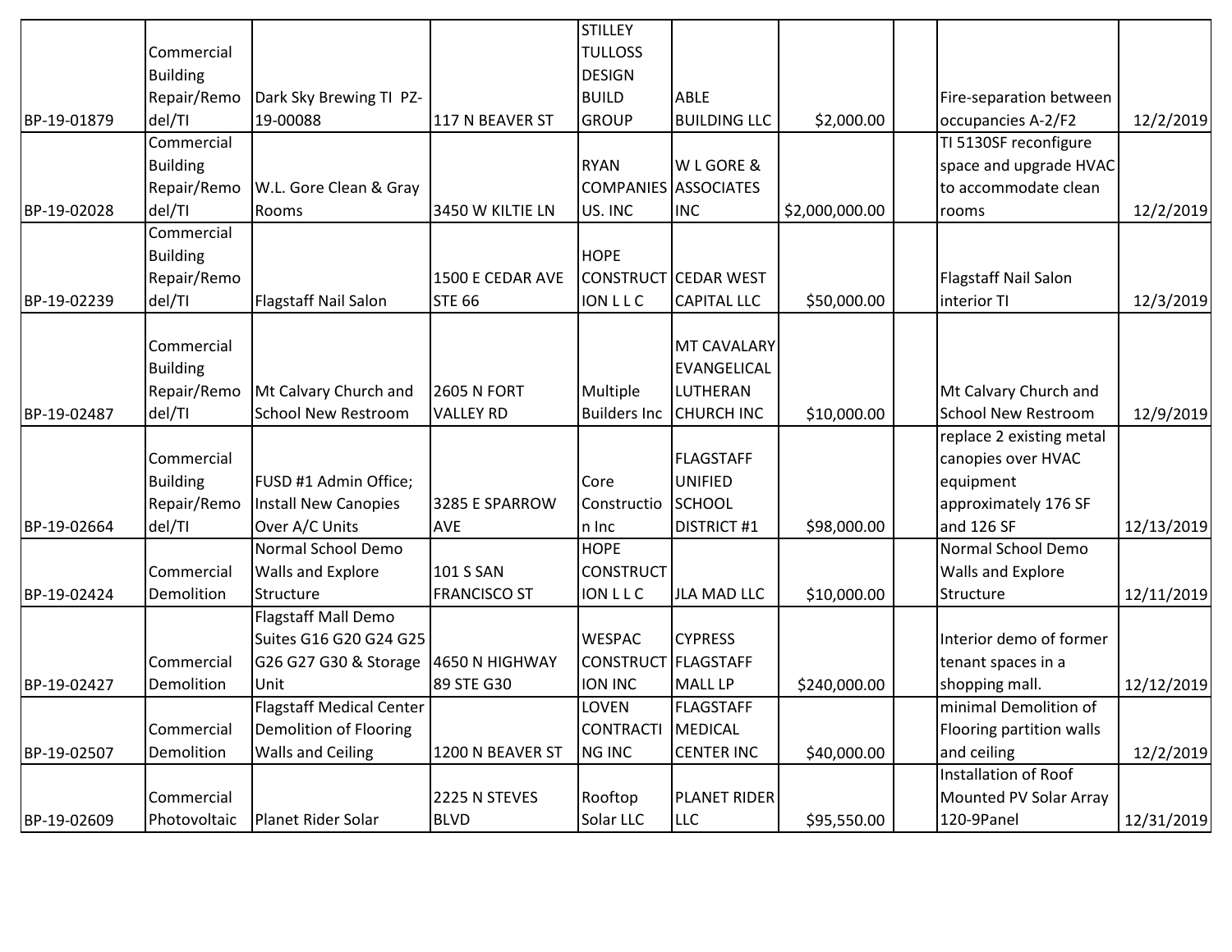| | | | | | | | | | |
|---|---|---|---|---|---|---|---|---|---|
| BP-19-01879 | Commercial Building Repair/Remodel/TI | Dark Sky Brewing TI PZ-19-00088 | 117 N BEAVER ST | STILLEY TULLOSS DESIGN BUILD GROUP | ABLE BUILDING LLC | $2,000.00 | | Fire-separation between occupancies A-2/F2 | 12/2/2019 |
| BP-19-02028 | Commercial Building Repair/Remodel/TI | W.L. Gore Clean & Gray Rooms | 3450 W KILTIE LN | RYAN COMPANIES US. INC | W L GORE & ASSOCIATES INC | $2,000,000.00 | | TI 5130SF reconfigure space and upgrade HVAC to accommodate clean rooms | 12/2/2019 |
| BP-19-02239 | Commercial Building Repair/Remodel/TI | Flagstaff Nail Salon | 1500 E CEDAR AVE STE 66 | HOPE CONSTRUCTION L L C | CEDAR WEST CAPITAL LLC | $50,000.00 | | Flagstaff Nail Salon interior TI | 12/3/2019 |
| BP-19-02487 | Commercial Building Repair/Remodel/TI | Mt Calvary Church and School New Restroom | 2605 N FORT VALLEY RD | Multiple Builders Inc | MT CAVALARY EVANGELICAL LUTHERAN CHURCH INC | $10,000.00 | | Mt Calvary Church and School New Restroom | 12/9/2019 |
| BP-19-02664 | Commercial Building Repair/Remodel/TI | FUSD #1 Admin Office; Install New Canopies Over A/C Units | 3285 E SPARROW AVE | Core Construction Inc | FLAGSTAFF UNIFIED SCHOOL DISTRICT #1 | $98,000.00 | | replace 2 existing metal canopies over HVAC equipment approximately 176 SF and 126 SF | 12/13/2019 |
| BP-19-02424 | Commercial Demolition | Normal School Demo Walls and Explore Structure | 101 S SAN FRANCISCO ST | HOPE CONSTRUCTION L L C | JLA MAD LLC | $10,000.00 | | Normal School Demo Walls and Explore Structure | 12/11/2019 |
| BP-19-02427 | Commercial Demolition | Flagstaff Mall Demo Suites G16 G20 G24 G25 G26 G27 G30 & Storage Unit | 4650 N HIGHWAY 89 STE G30 | WESPAC CONSTRUCTION INC | CYPRESS FLAGSTAFF MALL LP | $240,000.00 | | Interior demo of former tenant spaces in a shopping mall. | 12/12/2019 |
| BP-19-02507 | Commercial Demolition | Flagstaff Medical Center Demolition of Flooring Walls and Ceiling | 1200 N BEAVER ST | LOVEN CONTRACTING INC | FLAGSTAFF MEDICAL CENTER INC | $40,000.00 | | minimal Demolition of Flooring partition walls and ceiling | 12/2/2019 |
| BP-19-02609 | Commercial Photovoltaic | Planet Rider Solar | 2225 N STEVES BLVD | Rooftop Solar LLC | PLANET RIDER LLC | $95,550.00 | | Installation of Roof Mounted PV Solar Array 120-9Panel | 12/31/2019 |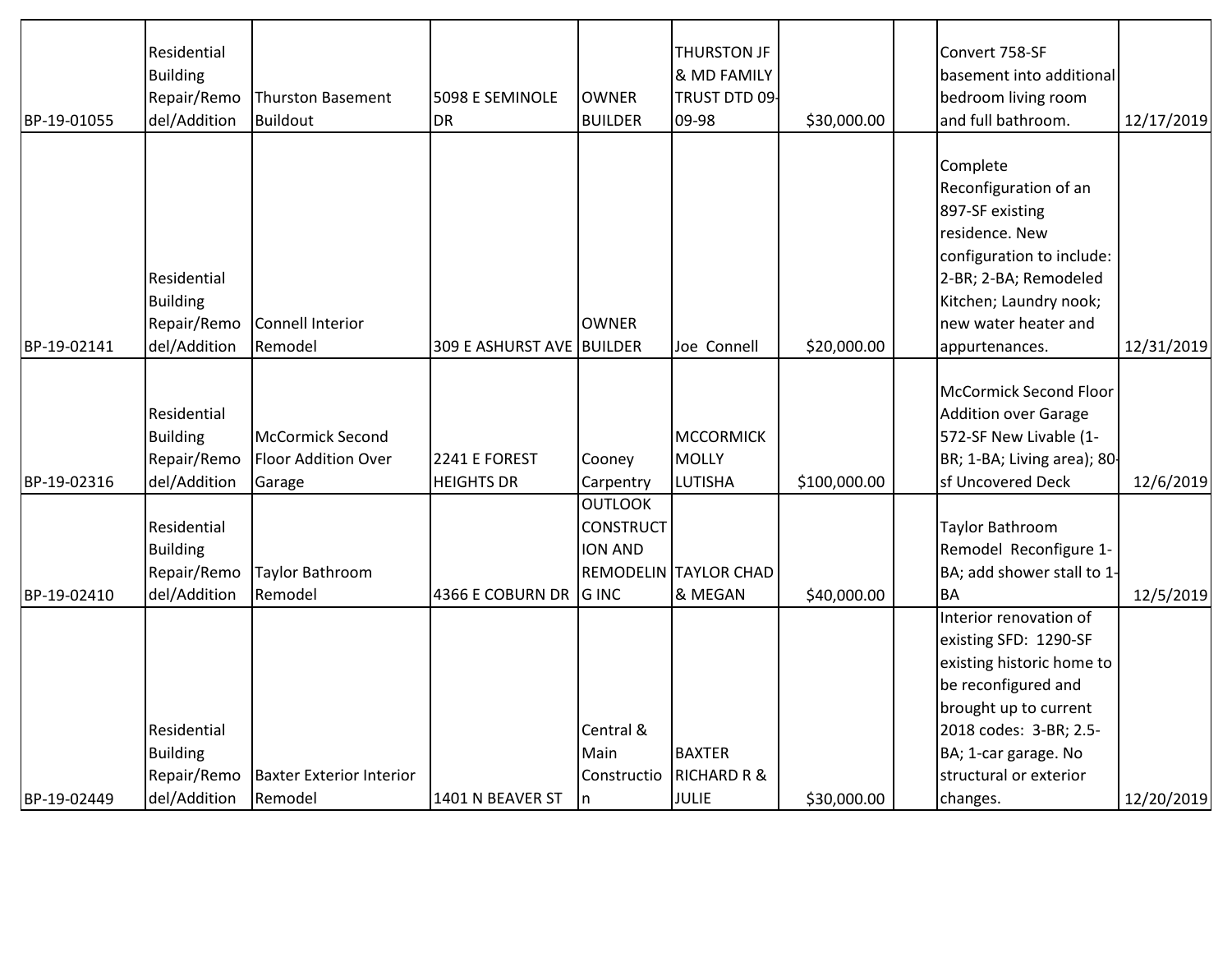| | | | | | | | | | |
|---|---|---|---|---|---|---|---|---|---|
| BP-19-01055 | Residential Building Repair/Remodel/Addition | Thurston Basement Buildout | 5098 E SEMINOLE DR | OWNER BUILDER | THURSTON JF & MD FAMILY TRUST DTD 09-09-98 | $30,000.00 | | Convert 758-SF basement into additional bedroom living room and full bathroom. | 12/17/2019 |
| BP-19-02141 | Residential Building Repair/Remodel/Addition | Connell Interior Remodel | 309 E ASHURST AVE | OWNER BUILDER | Joe Connell | $20,000.00 | | Complete Reconfiguration of an 897-SF existing residence. New configuration to include: 2-BR; 2-BA; Remodeled Kitchen; Laundry nook; new water heater and appurtenances. | 12/31/2019 |
| BP-19-02316 | Residential Building Repair/Remodel/Addition | McCormick Second Floor Addition Over Garage | 2241 E FOREST HEIGHTS DR | Cooney Carpentry | MCCORMICK MOLLY LUTISHA | $100,000.00 | | McCormick Second Floor Addition over Garage 572-SF New Livable (1-BR; 1-BA; Living area); 80-sf Uncovered Deck | 12/6/2019 |
| BP-19-02410 | Residential Building Repair/Remodel/Addition | Taylor Bathroom Remodel | 4366 E COBURN DR | OUTLOOK CONSTRUCTION AND REMODELING INC | TAYLOR CHAD & MEGAN | $40,000.00 | | Taylor Bathroom Remodel Reconfigure 1-BA; add shower stall to 1-BA | 12/5/2019 |
| BP-19-02449 | Residential Building Repair/Remodel/Addition | Baxter Exterior Interior Remodel | 1401 N BEAVER ST | Central & Main Construction | BAXTER RICHARD R & JULIE | $30,000.00 | | Interior renovation of existing SFD: 1290-SF existing historic home to be reconfigured and brought up to current 2018 codes: 3-BR; 2.5-BA; 1-car garage. No structural or exterior changes. | 12/20/2019 |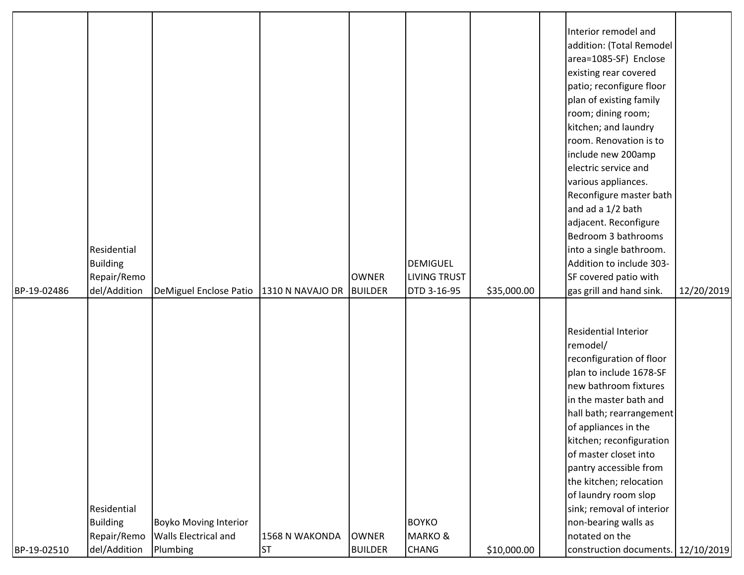| | | | | | | | | | |
|---|---|---|---|---|---|---|---|---|---|
| BP-19-02486 | Residential Building Repair/Remodel/Addition | DeMiguel Enclose Patio | 1310 N NAVAJO DR | OWNER BUILDER | DEMIGUEL LIVING TRUST DTD 3-16-95 | $35,000.00 | | Interior remodel and addition: (Total Remodel area=1085-SF) Enclose existing rear covered patio; reconfigure floor plan of existing family room; dining room; kitchen; and laundry room. Renovation is to include new 200amp electric service and various appliances. Reconfigure master bath and ad a 1/2 bath adjacent. Reconfigure Bedroom 3 bathrooms into a single bathroom. Addition to include 303-SF covered patio with gas grill and hand sink. | 12/20/2019 |
| BP-19-02510 | Residential Building Repair/Remodel/Addition | Boyko Moving Interior Walls Electrical and Plumbing | 1568 N WAKONDA ST | OWNER BUILDER | BOYKO MARKO & CHANG | $10,000.00 | | Residential Interior remodel/ reconfiguration of floor plan to include 1678-SF new bathroom fixtures in the master bath and hall bath; rearrangement of appliances in the kitchen; reconfiguration of master closet into pantry accessible from the kitchen; relocation of laundry room slop sink; removal of interior non-bearing walls as notated on the construction documents. | 12/10/2019 |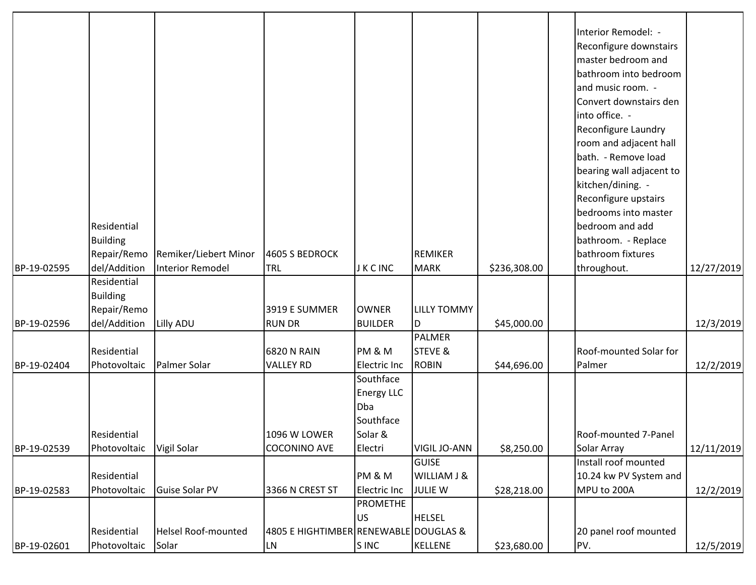| | | | | | | | | | |
|---|---|---|---|---|---|---|---|---|---|
| BP-19-02595 | Residential Building Repair/Remodel/Addition | Remiker/Liebert Minor Interior Remodel | 4605 S BEDROCK TRL | J K C INC | REMIKER MARK | $236,308.00 | | Interior Remodel: - Reconfigure downstairs master bedroom and bathroom into bedroom and music room. - Convert downstairs den into office. - Reconfigure Laundry room and adjacent hall bath. - Remove load bearing wall adjacent to kitchen/dining. - Reconfigure upstairs bedrooms into master bedroom and add bathroom. - Replace bathroom fixtures throughout. | 12/27/2019 |
| BP-19-02596 | Residential Building Repair/Remodel/Addition | Lilly ADU | 3919 E SUMMER RUN DR | OWNER BUILDER | LILLY TOMMY D | $45,000.00 | | | 12/3/2019 |
| BP-19-02404 | Residential Photovoltaic | Palmer Solar | 6820 N RAIN VALLEY RD | PM & M Electric Inc | PALMER STEVE & ROBIN | $44,696.00 | | Roof-mounted Solar for Palmer | 12/2/2019 |
| BP-19-02539 | Residential Photovoltaic | Vigil Solar | 1096 W LOWER COCONINO AVE | Southface Energy LLC Dba Southface Solar & Electri | VIGIL JO-ANN | $8,250.00 | | Roof-mounted 7-Panel Solar Array | 12/11/2019 |
| BP-19-02583 | Residential Photovoltaic | Guise Solar PV | 3366 N CREST ST | PM & M Electric Inc | GUISE WILLIAM J & JULIE W | $28,218.00 | | Install roof mounted 10.24 kw PV System and MPU to 200A | 12/2/2019 |
| BP-19-02601 | Residential Photovoltaic | Helsel Roof-mounted Solar | 4805 E HIGHTIMBER LN | PROMETHEUS RENEWABLES INC | HELSEL DOUGLAS & KELLENE | $23,680.00 | | 20 panel roof mounted PV. | 12/5/2019 |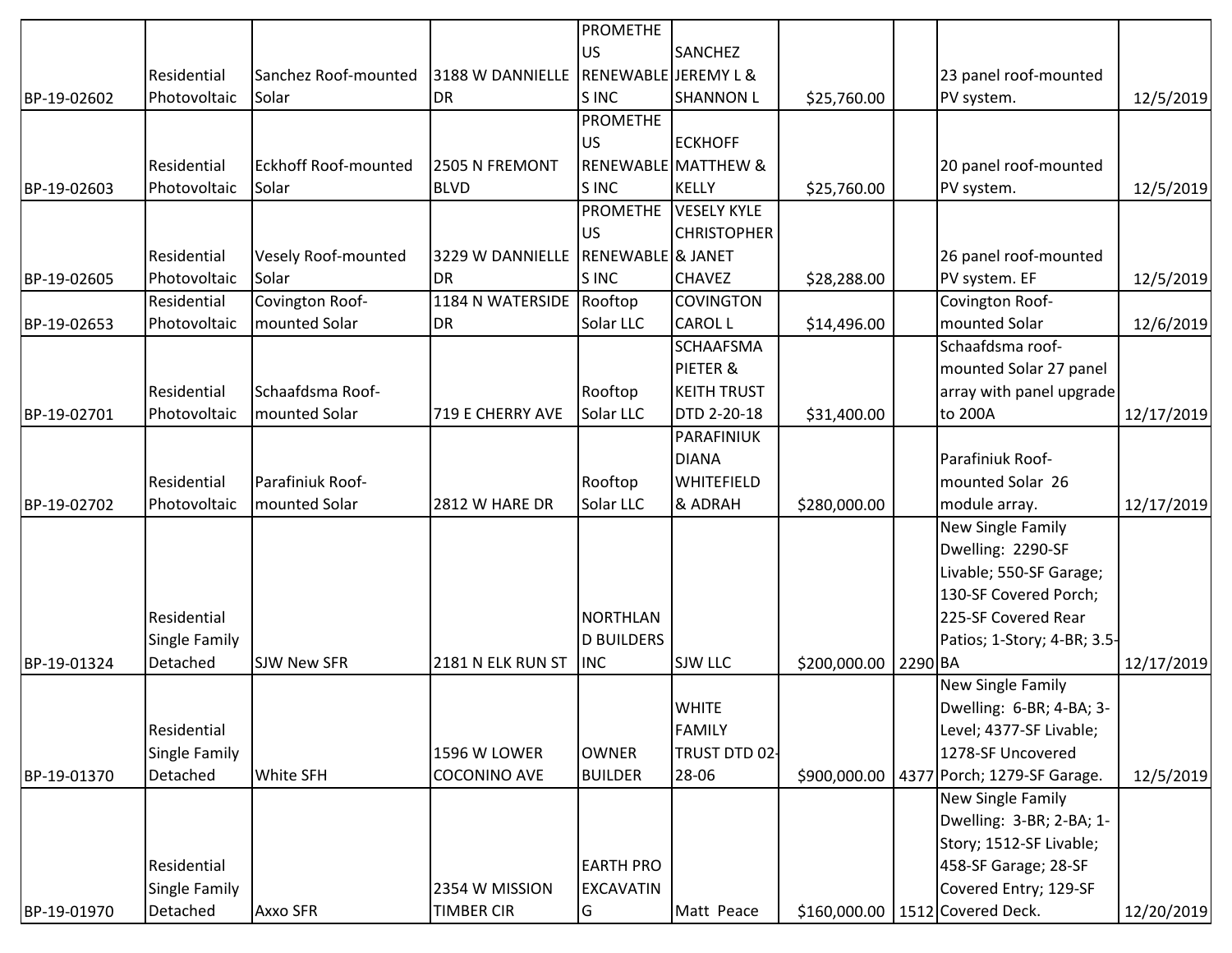| BP-19-02602 | Residential Photovoltaic | Sanchez Roof-mounted Solar | 3188 W DANNIELLE DR | PROMETHEUS RENEWABLES INC | SANCHEZ JEREMY L & SHANNON L | $25,760.00 | | 23 panel roof-mounted PV system. | 12/5/2019 |
|---|---|---|---|---|---|---|---|---|---|
| BP-19-02603 | Residential Photovoltaic | Eckhoff Roof-mounted Solar | 2505 N FREMONT BLVD | PROMETHEUS RENEWABLES INC | ECKHOFF MATTHEW & KELLY | $25,760.00 | | 20 panel roof-mounted PV system. | 12/5/2019 |
| BP-19-02605 | Residential Photovoltaic | Vesely Roof-mounted Solar | 3229 W DANNIELLE DR | PROMETHEUS RENEWABLES INC | VESELY KYLE CHRISTOPHER & JANET CHAVEZ | $28,288.00 | | 26 panel roof-mounted PV system. EF | 12/5/2019 |
| BP-19-02653 | Residential Photovoltaic | Covington Roof-mounted Solar | 1184 N WATERSIDE DR | Rooftop Solar LLC | COVINGTON CAROL L | $14,496.00 | | Covington Roof-mounted Solar | 12/6/2019 |
| BP-19-02701 | Residential Photovoltaic | Schaafdsma Roof-mounted Solar | 719 E CHERRY AVE | Rooftop Solar LLC | SCHAAFSMA PIETER & KEITH TRUST DTD 2-20-18 | $31,400.00 | | Schaafdsma roof-mounted Solar 27 panel array with panel upgrade to 200A | 12/17/2019 |
| BP-19-02702 | Residential Photovoltaic | Parafiniuk Roof-mounted Solar | 2812 W HARE DR | Rooftop Solar LLC | PARAFINIUK DIANA WHITEFIELD & ADRAH | $280,000.00 | | Parafiniuk Roof-mounted Solar 26 module array. | 12/17/2019 |
| BP-19-01324 | Residential Single Family Detached | SJW New SFR | 2181 N ELK RUN ST | NORTHLAND BUILDERS INC | SJW LLC | $200,000.00 | 2290 | New Single Family Dwelling: 2290-SF Livable; 550-SF Garage; 130-SF Covered Porch; 225-SF Covered Rear Patios; 1-Story; 4-BR; 3.5-BA | 12/17/2019 |
| BP-19-01370 | Residential Single Family Detached | White SFH | 1596 W LOWER COCONINO AVE | OWNER BUILDER | WHITE FAMILY TRUST DTD 02-28-06 | $900,000.00 | 4377 | New Single Family Dwelling: 6-BR; 4-BA; 3-Level; 4377-SF Livable; 1278-SF Uncovered Porch; 1279-SF Garage. | 12/5/2019 |
| BP-19-01970 | Residential Single Family Detached | Axxo SFR | 2354 W MISSION TIMBER CIR | EARTH PRO EXCAVATING | Matt Peace | $160,000.00 | 1512 | New Single Family Dwelling: 3-BR; 2-BA; 1-Story; 1512-SF Livable; 458-SF Garage; 28-SF Covered Entry; 129-SF Covered Deck. | 12/20/2019 |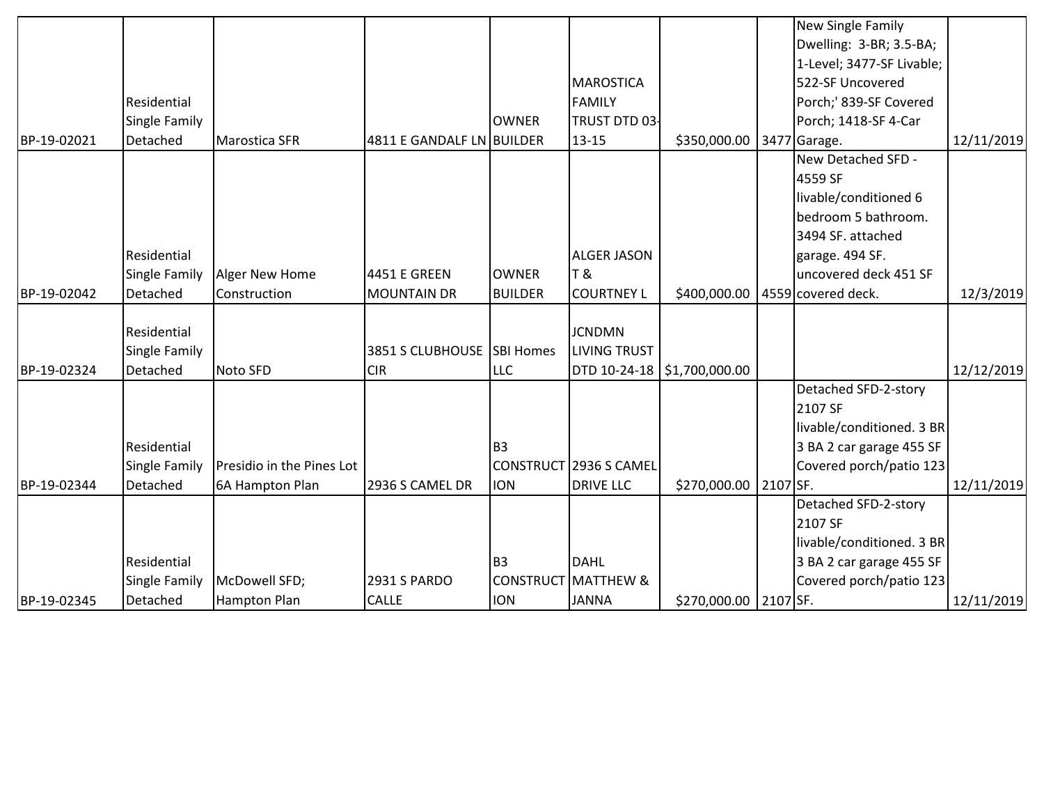| | | | | | | | | | |
|---|---|---|---|---|---|---|---|---|---|
| BP-19-02021 | Residential Single Family Detached | Marostica SFR | 4811 E GANDALF LN | OWNER BUILDER | MAROSTICA FAMILY TRUST DTD 03-13-15 | $350,000.00 | 3477 | New Single Family Dwelling: 3-BR; 3.5-BA; 1-Level; 3477-SF Livable; 522-SF Uncovered Porch;' 839-SF Covered Porch; 1418-SF 4-Car Garage. | 12/11/2019 |
| BP-19-02042 | Residential Single Family Detached | Alger New Home Construction | 4451 E GREEN MOUNTAIN DR | OWNER BUILDER | ALGER JASON T & COURTNEY L | $400,000.00 | 4559 | New Detached SFD - 4559 SF livable/conditioned 6 bedroom 5 bathroom. 3494 SF. attached garage. 494 SF. uncovered deck 451 SF covered deck. | 12/3/2019 |
| BP-19-02324 | Residential Single Family Detached | Noto SFD | 3851 S CLUBHOUSE CIR | SBI Homes LLC | JCNDMN LIVING TRUST DTD 10-24-18 | $1,700,000.00 | | | 12/12/2019 |
| BP-19-02344 | Residential Single Family Detached | Presidio in the Pines Lot 6A Hampton Plan | 2936 S CAMEL DR | B3 CONSTRUCTION | 2936 S CAMEL DRIVE LLC | $270,000.00 | 2107 | Detached SFD-2-story 2107 SF livable/conditioned. 3 BR 3 BA 2 car garage 455 SF Covered porch/patio 123 SF. | 12/11/2019 |
| BP-19-02345 | Residential Single Family Detached | McDowell SFD; Hampton Plan | 2931 S PARDO CALLE | B3 CONSTRUCTION | DAHL MATTHEW & JANNA | $270,000.00 | 2107 | Detached SFD-2-story 2107 SF livable/conditioned. 3 BR 3 BA 2 car garage 455 SF Covered porch/patio 123 SF. | 12/11/2019 |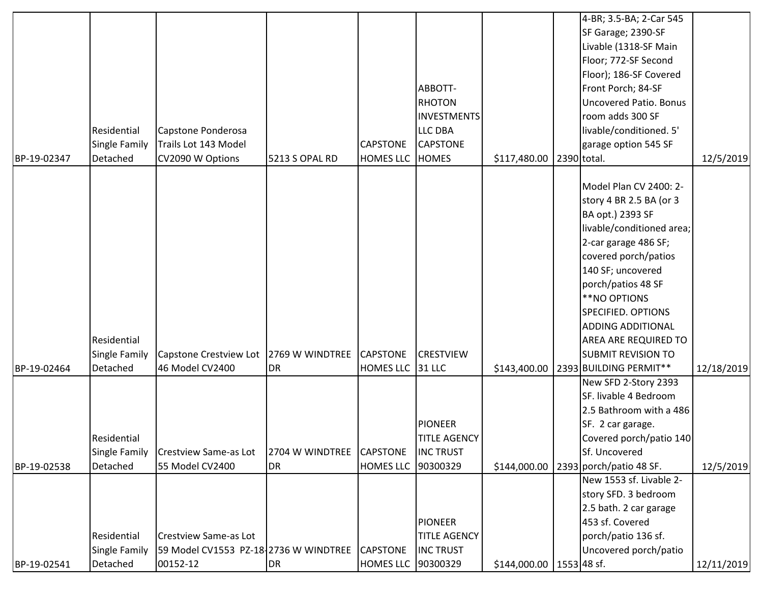| | | | | | | | | | |
|---|---|---|---|---|---|---|---|---|---|
| BP-19-02347 | Residential Single Family Detached | Capstone Ponderosa Trails Lot 143 Model CV2090 W Options | 5213 S OPAL RD | CAPSTONE HOMES LLC | ABBOTT-RHOTON INVESTMENTS LLC DBA CAPSTONE HOMES | $117,480.00 | 2390 | 4-BR; 3.5-BA; 2-Car 545 SF Garage; 2390-SF Livable (1318-SF Main Floor; 772-SF Second Floor); 186-SF Covered Front Porch; 84-SF Uncovered Patio. Bonus room adds 300 SF livable/conditioned. 5' garage option 545 SF total. | 12/5/2019 |
| BP-19-02464 | Residential Single Family Detached | Capstone Crestview Lot 46 Model CV2400 | 2769 W WINDTREE DR | CAPSTONE HOMES LLC | CRESTVIEW 31 LLC | $143,400.00 | 2393 | Model Plan CV 2400: 2-story 4 BR 2.5 BA (or 3 BA opt.) 2393 SF livable/conditioned area; 2-car garage 486 SF; covered porch/patios 140 SF; uncovered porch/patios 48 SF **NO OPTIONS SPECIFIED. OPTIONS ADDING ADDITIONAL AREA ARE REQUIRED TO SUBMIT REVISION TO BUILDING PERMIT** | 12/18/2019 |
| BP-19-02538 | Residential Single Family Detached | Crestview Same-as Lot 55 Model CV2400 | 2704 W WINDTREE DR | CAPSTONE HOMES LLC | PIONEER TITLE AGENCY INC TRUST 90300329 | $144,000.00 | 2393 | New SFD 2-Story 2393 SF. livable 4 Bedroom 2.5 Bathroom with a 486 SF. 2 car garage. Covered porch/patio 140 Sf. Uncovered porch/patio 48 SF. | 12/5/2019 |
| BP-19-02541 | Residential Single Family Detached | Crestview Same-as Lot 59 Model CV1553 PZ-18-00152-12 | 2736 W WINDTREE DR | CAPSTONE HOMES LLC | PIONEER TITLE AGENCY INC TRUST 90300329 | $144,000.00 | 1553 | New 1553 sf. Livable 2-story SFD. 3 bedroom 2.5 bath. 2 car garage 453 sf. Covered porch/patio 136 sf. Uncovered porch/patio 48 sf. | 12/11/2019 |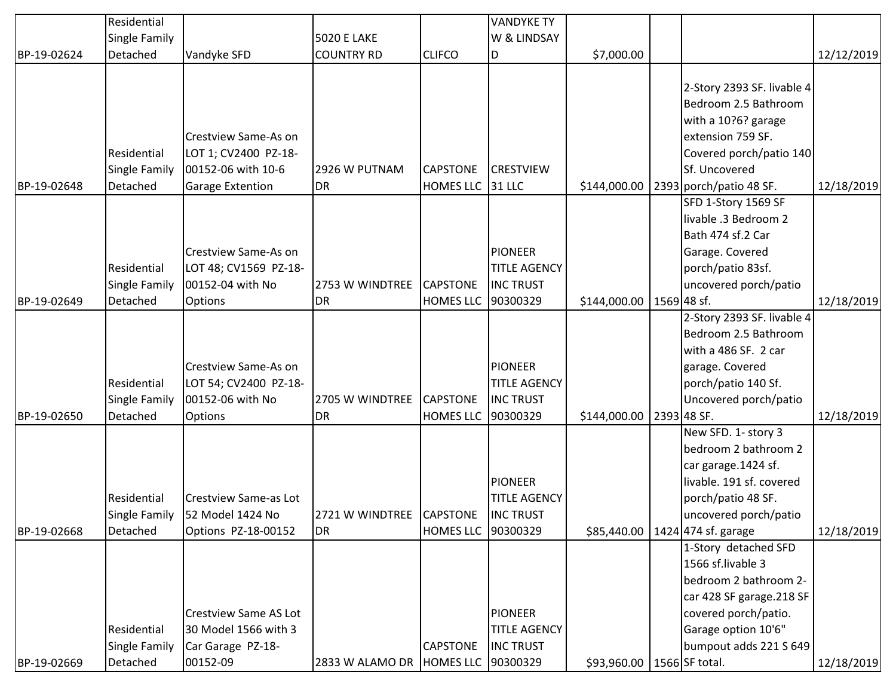| | | | | | | | | | |
|---|---|---|---|---|---|---|---|---|---|
| BP-19-02624 | Residential Single Family Detached | Vandyke SFD | 5020 E LAKE COUNTRY RD | CLIFCO | VANDYKE TY W & LINDSAY D | $7,000.00 | | | 12/12/2019 |
| BP-19-02648 | Residential Single Family Detached | Crestview Same-As on LOT 1; CV2400 PZ-18-00152-06 with 10-6 Garage Extention | 2926 W PUTNAM DR | CAPSTONE HOMES LLC | CRESTVIEW 31 LLC | $144,000.00 | 2393 | 2-Story 2393 SF. livable 4 Bedroom 2.5 Bathroom with a 10?6? garage extension 759 SF. Covered porch/patio 140 Sf. Uncovered porch/patio 48 SF. | 12/18/2019 |
| BP-19-02649 | Residential Single Family Detached | Crestview Same-As on LOT 48; CV1569 PZ-18-00152-04 with No Options | 2753 W WINDTREE DR | CAPSTONE HOMES LLC | PIONEER TITLE AGENCY INC TRUST 90300329 | $144,000.00 | 1569 | SFD 1-Story 1569 SF livable .3 Bedroom 2 Bath 474 sf.2 Car Garage. Covered porch/patio 83sf. uncovered porch/patio 48 sf. | 12/18/2019 |
| BP-19-02650 | Residential Single Family Detached | Crestview Same-As on LOT 54; CV2400 PZ-18-00152-06 with No Options | 2705 W WINDTREE DR | CAPSTONE HOMES LLC | PIONEER TITLE AGENCY INC TRUST 90300329 | $144,000.00 | 2393 | 2-Story 2393 SF. livable 4 Bedroom 2.5 Bathroom with a 486 SF. 2 car garage. Covered porch/patio 140 Sf. Uncovered porch/patio 48 SF. | 12/18/2019 |
| BP-19-02668 | Residential Single Family Detached | Crestview Same-as Lot 52 Model 1424 No Options PZ-18-00152 | 2721 W WINDTREE DR | CAPSTONE HOMES LLC | PIONEER TITLE AGENCY INC TRUST 90300329 | $85,440.00 | 1424 | New SFD. 1- story 3 bedroom 2 bathroom 2 car garage.1424 sf. livable. 191 sf. covered porch/patio 48 SF. uncovered porch/patio 474 sf. garage | 12/18/2019 |
| BP-19-02669 | Residential Single Family Detached | Crestview Same AS Lot 30 Model 1566 with 3 Car Garage PZ-18-00152-09 | 2833 W ALAMO DR | CAPSTONE HOMES LLC | PIONEER TITLE AGENCY INC TRUST 90300329 | $93,960.00 | 1566 | 1-Story detached SFD 1566 sf.livable 3 bedroom 2 bathroom 2-car 428 SF garage.218 SF covered porch/patio. Garage option 10'6" bumpout adds 221 S 649 SF total. | 12/18/2019 |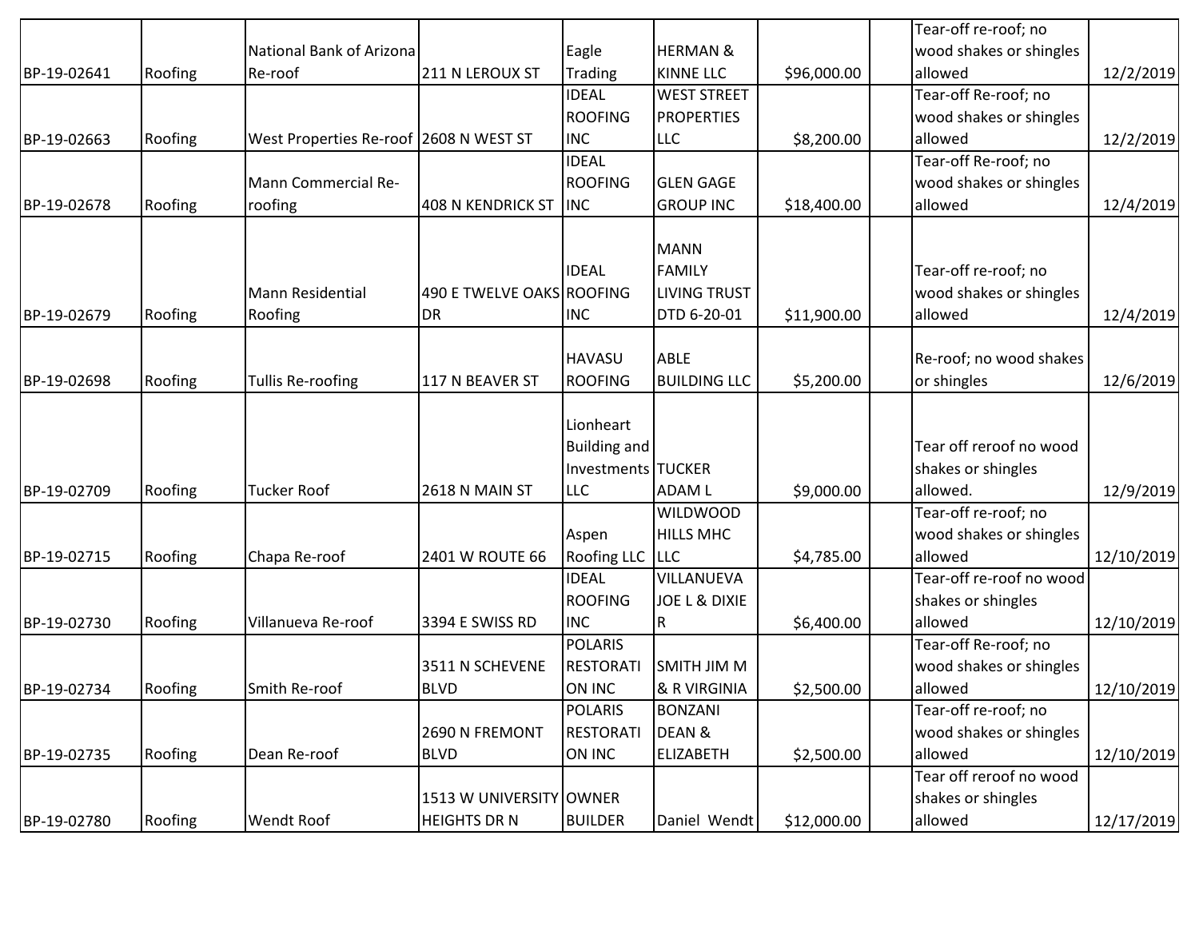| | | | | | | | | | |
|---|---|---|---|---|---|---|---|---|---|
| BP-19-02641 | Roofing | National Bank of Arizona Re-roof | 211 N LEROUX ST | Eagle Trading | HERMAN & KINNE LLC | $96,000.00 | | Tear-off re-roof; no wood shakes or shingles allowed | 12/2/2019 |
| BP-19-02663 | Roofing | West Properties Re-roof | 2608 N WEST ST | IDEAL ROOFING INC | WEST STREET PROPERTIES LLC | $8,200.00 | | Tear-off Re-roof; no wood shakes or shingles allowed | 12/2/2019 |
| BP-19-02678 | Roofing | Mann Commercial Re-roofing | 408 N KENDRICK ST | IDEAL ROOFING INC | GLEN GAGE GROUP INC | $18,400.00 | | Tear-off Re-roof; no wood shakes or shingles allowed | 12/4/2019 |
| BP-19-02679 | Roofing | Mann Residential Roofing | 490 E TWELVE OAKS DR | IDEAL ROOFING INC | MANN FAMILY LIVING TRUST DTD 6-20-01 | $11,900.00 | | Tear-off re-roof; no wood shakes or shingles allowed | 12/4/2019 |
| BP-19-02698 | Roofing | Tullis Re-roofing | 117 N BEAVER ST | HAVASU ROOFING | ABLE BUILDING LLC | $5,200.00 | | Re-roof; no wood shakes or shingles | 12/6/2019 |
| BP-19-02709 | Roofing | Tucker Roof | 2618 N MAIN ST | Lionheart Building and Investments LLC | TUCKER ADAM L | $9,000.00 | | Tear off reroof no wood shakes or shingles allowed. | 12/9/2019 |
| BP-19-02715 | Roofing | Chapa Re-roof | 2401 W ROUTE 66 | Aspen Roofing LLC | WILDWOOD HILLS MHC LLC | $4,785.00 | | Tear-off re-roof; no wood shakes or shingles allowed | 12/10/2019 |
| BP-19-02730 | Roofing | Villanueva Re-roof | 3394 E SWISS RD | IDEAL ROOFING INC | VILLANUEVA JOE L & DIXIE R | $6,400.00 | | Tear-off re-roof no wood shakes or shingles allowed | 12/10/2019 |
| BP-19-02734 | Roofing | Smith Re-roof | 3511 N SCHEVENE BLVD | POLARIS RESTORATION INC | SMITH JIM M & R VIRGINIA | $2,500.00 | | Tear-off Re-roof; no wood shakes or shingles allowed | 12/10/2019 |
| BP-19-02735 | Roofing | Dean Re-roof | 2690 N FREMONT BLVD | POLARIS RESTORATION INC | BONZANI DEAN & ELIZABETH | $2,500.00 | | Tear-off re-roof; no wood shakes or shingles allowed | 12/10/2019 |
| BP-19-02780 | Roofing | Wendt Roof | 1513 W UNIVERSITY HEIGHTS DR N | OWNER BUILDER | Daniel Wendt | $12,000.00 | | Tear off reroof no wood shakes or shingles allowed | 12/17/2019 |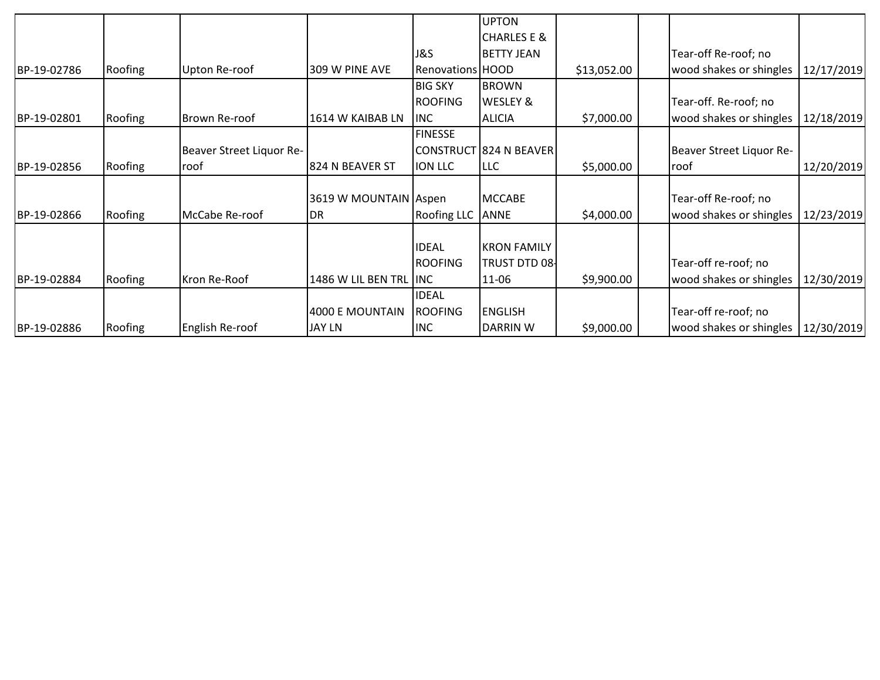| | | | | | | | | | |
|---|---|---|---|---|---|---|---|---|---|
| BP-19-02786 | Roofing | Upton Re-roof | 309 W PINE AVE | J&S Renovations | UPTON CHARLES E & BETTY JEAN HOOD | $13,052.00 | | Tear-off Re-roof; no wood shakes or shingles | 12/17/2019 |
| BP-19-02801 | Roofing | Brown Re-roof | 1614 W KAIBAB LN | BIG SKY ROOFING INC | BROWN WESLEY & ALICIA | $7,000.00 | | Tear-off. Re-roof; no wood shakes or shingles | 12/18/2019 |
| BP-19-02856 | Roofing | Beaver Street Liquor Re-roof | 824 N BEAVER ST | FINESSE CONSTRUCTION LLC | 824 N BEAVER LLC | $5,000.00 | | Beaver Street Liquor Re-roof | 12/20/2019 |
| BP-19-02866 | Roofing | McCabe Re-roof | 3619 W MOUNTAIN DR | Aspen Roofing LLC | MCCABE ANNE | $4,000.00 | | Tear-off Re-roof; no wood shakes or shingles | 12/23/2019 |
| BP-19-02884 | Roofing | Kron Re-Roof | 1486 W LIL BEN TRL | IDEAL ROOFING INC | KRON FAMILY TRUST DTD 08-11-06 | $9,900.00 | | Tear-off re-roof; no wood shakes or shingles | 12/30/2019 |
| BP-19-02886 | Roofing | English Re-roof | 4000 E MOUNTAIN JAY LN | IDEAL ROOFING INC | ENGLISH DARRIN W | $9,000.00 | | Tear-off re-roof; no wood shakes or shingles | 12/30/2019 |